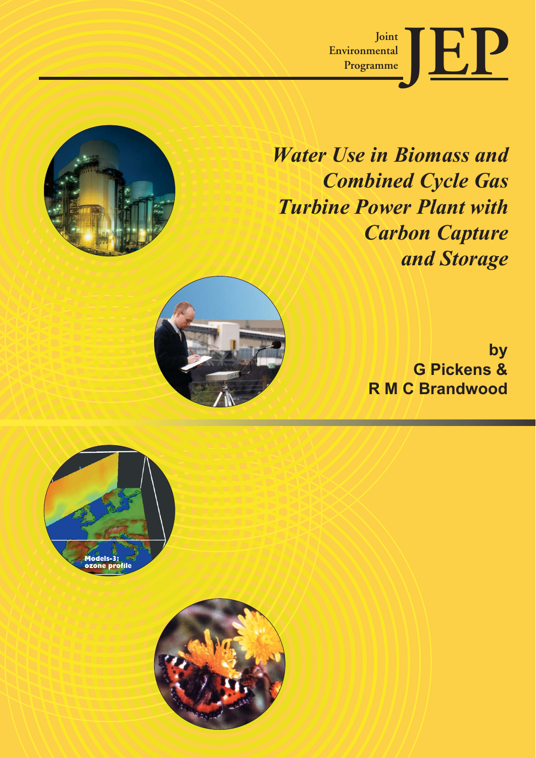Joint Environmental Programme

# JEP

## *Water Use in Biomass and Combined Cycle Gas Turbine Power Plant with Carbon Capture and Storage*

**by**
**G Pickens &**
**R M C Brandwood**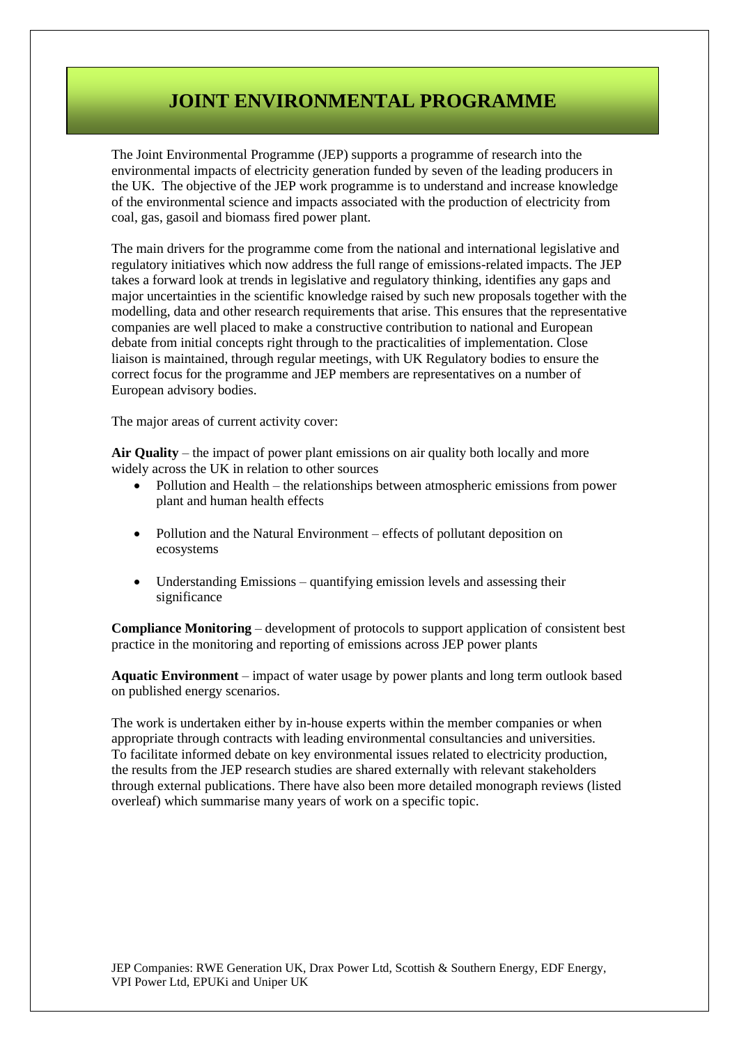# JOINT ENVIRONMENTAL PROGRAMME

The Joint Environmental Programme (JEP) supports a programme of research into the environmental impacts of electricity generation funded by seven of the leading producers in the UK. The objective of the JEP work programme is to understand and increase knowledge of the environmental science and impacts associated with the production of electricity from coal, gas, gasoil and biomass fired power plant.

The main drivers for the programme come from the national and international legislative and regulatory initiatives which now address the full range of emissions-related impacts. The JEP takes a forward look at trends in legislative and regulatory thinking, identifies any gaps and major uncertainties in the scientific knowledge raised by such new proposals together with the modelling, data and other research requirements that arise. This ensures that the representative companies are well placed to make a constructive contribution to national and European debate from initial concepts right through to the practicalities of implementation. Close liaison is maintained, through regular meetings, with UK Regulatory bodies to ensure the correct focus for the programme and JEP members are representatives on a number of European advisory bodies.

The major areas of current activity cover:

**Air Quality** – the impact of power plant emissions on air quality both locally and more widely across the UK in relation to other sources

- Pollution and Health – the relationships between atmospheric emissions from power plant and human health effects
- Pollution and the Natural Environment – effects of pollutant deposition on ecosystems
- Understanding Emissions – quantifying emission levels and assessing their significance

**Compliance Monitoring** – development of protocols to support application of consistent best practice in the monitoring and reporting of emissions across JEP power plants

**Aquatic Environment** – impact of water usage by power plants and long term outlook based on published energy scenarios.

The work is undertaken either by in-house experts within the member companies or when appropriate through contracts with leading environmental consultancies and universities. To facilitate informed debate on key environmental issues related to electricity production, the results from the JEP research studies are shared externally with relevant stakeholders through external publications. There have also been more detailed monograph reviews (listed overleaf) which summarise many years of work on a specific topic.

JEP Companies: RWE Generation UK, Drax Power Ltd, Scottish & Southern Energy, EDF Energy, VPI Power Ltd, EPUKi and Uniper UK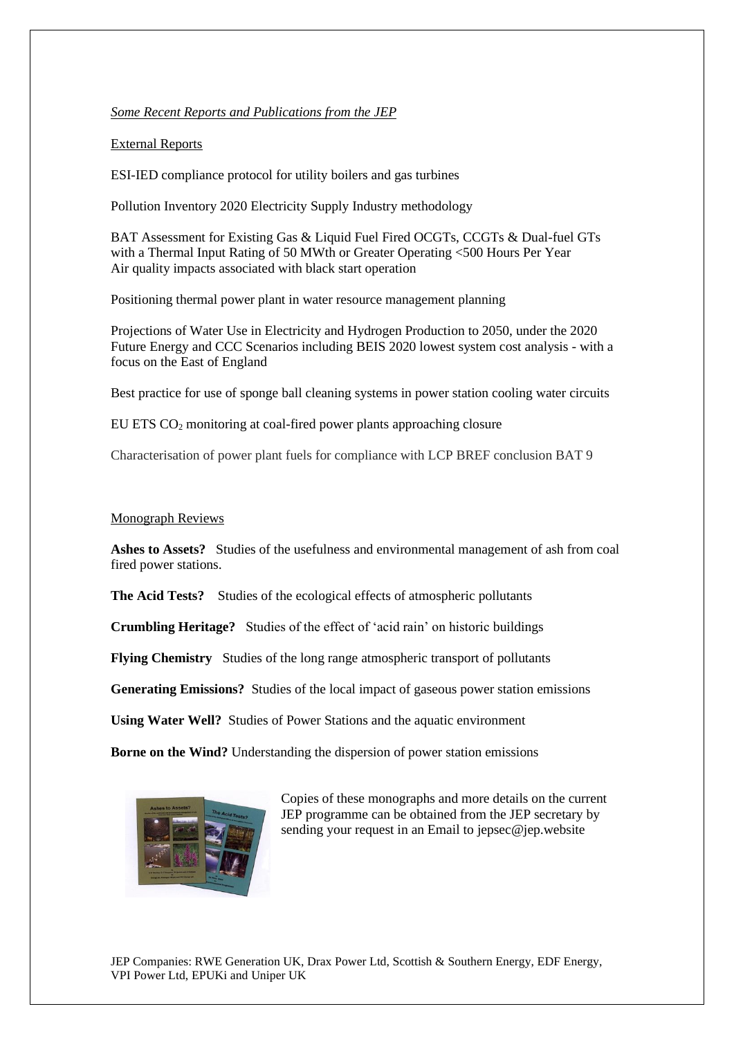*Some Recent Reports and Publications from the JEP*

External Reports

ESI-IED compliance protocol for utility boilers and gas turbines

Pollution Inventory 2020 Electricity Supply Industry methodology

BAT Assessment for Existing Gas & Liquid Fuel Fired OCGTs, CCGTs & Dual-fuel GTs with a Thermal Input Rating of 50 MWth or Greater Operating <500 Hours Per Year
Air quality impacts associated with black start operation

Positioning thermal power plant in water resource management planning

Projections of Water Use in Electricity and Hydrogen Production to 2050, under the 2020 Future Energy and CCC Scenarios including BEIS 2020 lowest system cost analysis - with a focus on the East of England

Best practice for use of sponge ball cleaning systems in power station cooling water circuits

EU ETS $CO_2$ monitoring at coal-fired power plants approaching closure

Characterisation of power plant fuels for compliance with LCP BREF conclusion BAT 9

Monograph Reviews

**Ashes to Assets?** Studies of the usefulness and environmental management of ash from coal fired power stations.

**The Acid Tests?** Studies of the ecological effects of atmospheric pollutants

**Crumbling Heritage?** Studies of the effect of 'acid rain' on historic buildings

**Flying Chemistry** Studies of the long range atmospheric transport of pollutants

**Generating Emissions?** Studies of the local impact of gaseous power station emissions

**Using Water Well?** Studies of Power Stations and the aquatic environment

**Borne on the Wind?** Understanding the dispersion of power station emissions

Copies of these monographs and more details on the current JEP programme can be obtained from the JEP secretary by sending your request in an Email to jepsec@jep.website

JEP Companies: RWE Generation UK, Drax Power Ltd, Scottish & Southern Energy, EDF Energy, VPI Power Ltd, EPUKi and Uniper UK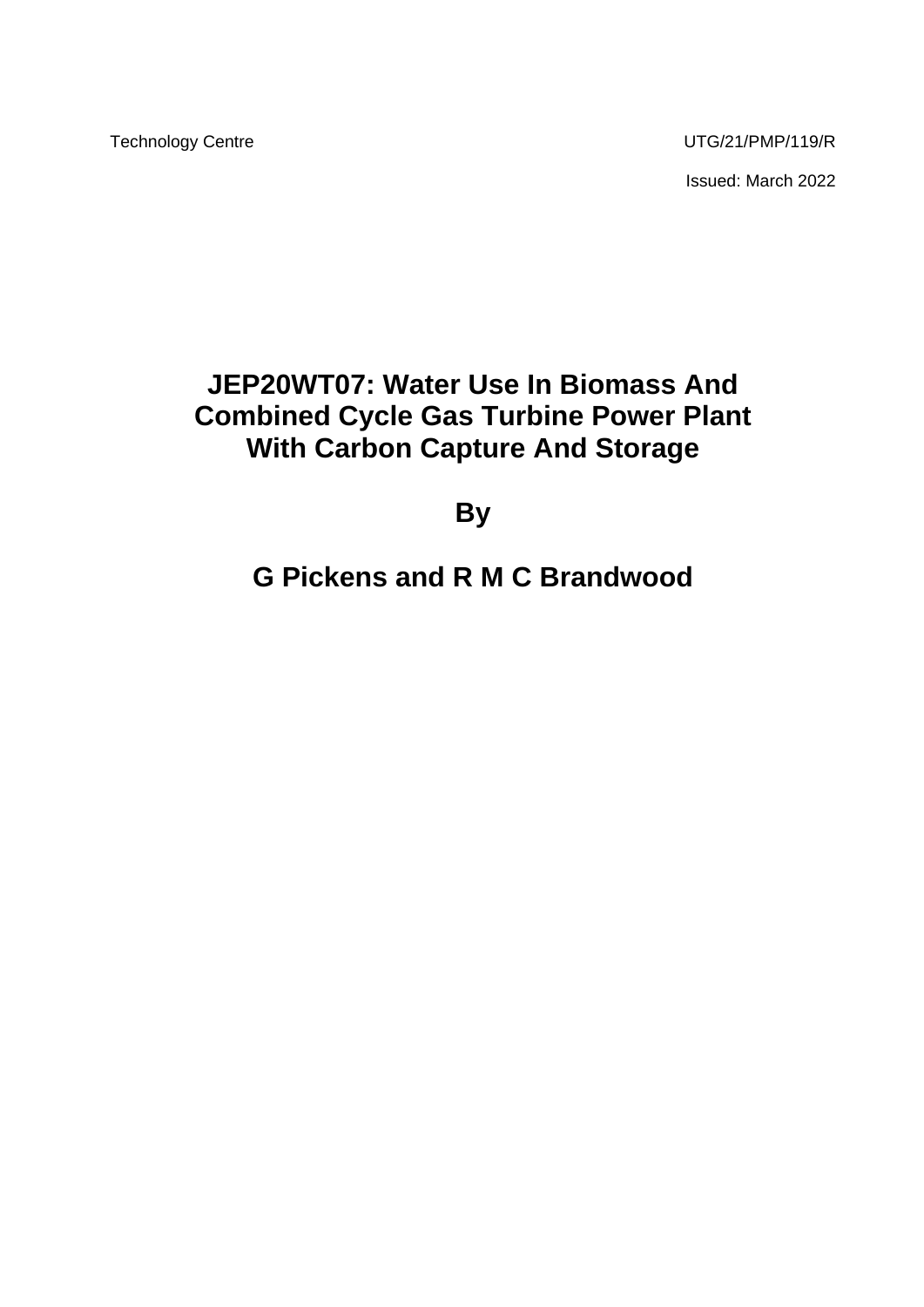Technology Centre

UTG/21/PMP/119/R

Issued: March 2022

# JEP20WT07: Water Use In Biomass And Combined Cycle Gas Turbine Power Plant With Carbon Capture And Storage

**By**

**G Pickens and R M C Brandwood**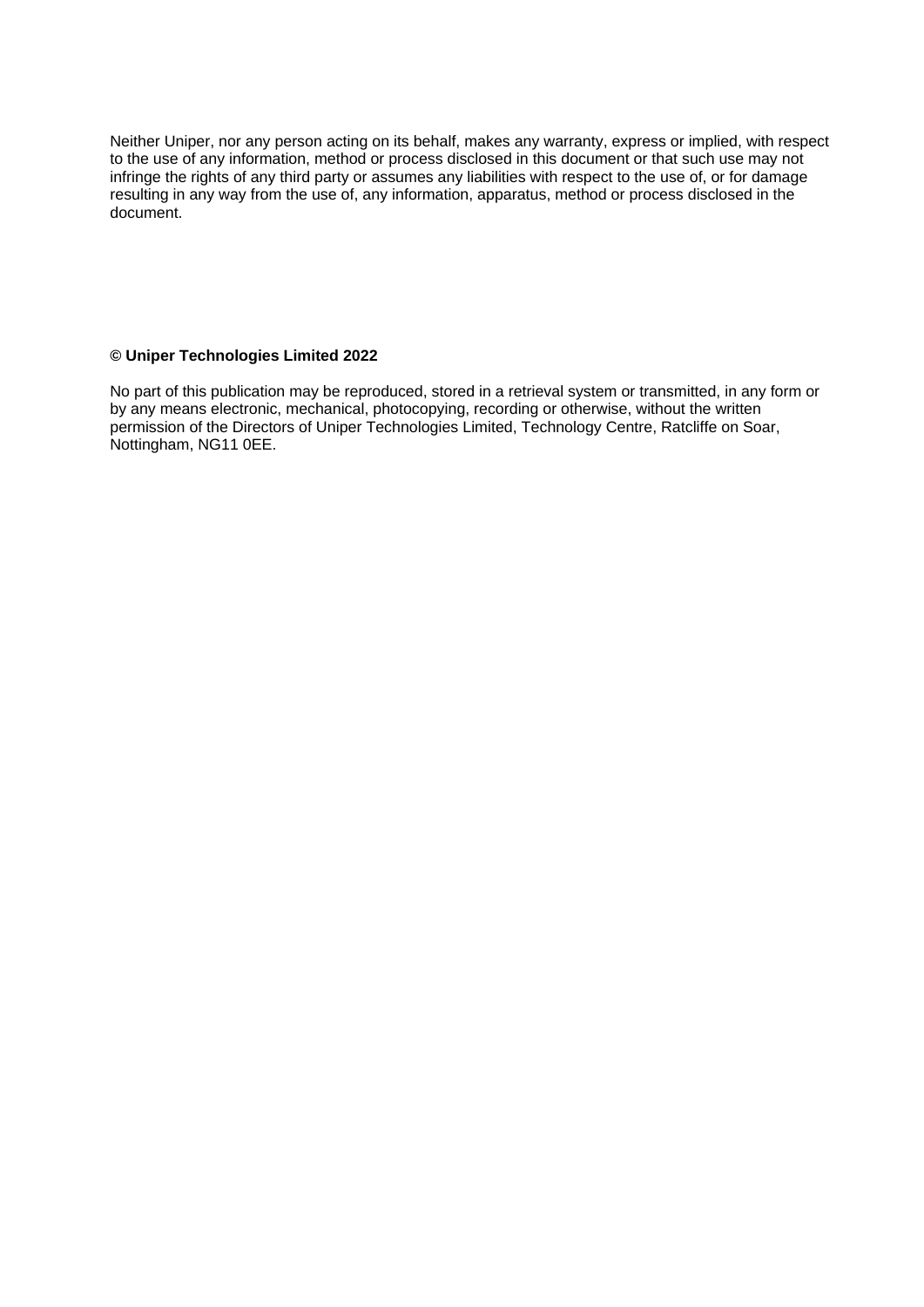Neither Uniper, nor any person acting on its behalf, makes any warranty, express or implied, with respect to the use of any information, method or process disclosed in this document or that such use may not infringe the rights of any third party or assumes any liabilities with respect to the use of, or for damage resulting in any way from the use of, any information, apparatus, method or process disclosed in the document.

**© Uniper Technologies Limited 2022**

No part of this publication may be reproduced, stored in a retrieval system or transmitted, in any form or by any means electronic, mechanical, photocopying, recording or otherwise, without the written permission of the Directors of Uniper Technologies Limited, Technology Centre, Ratcliffe on Soar, Nottingham, NG11 0EE.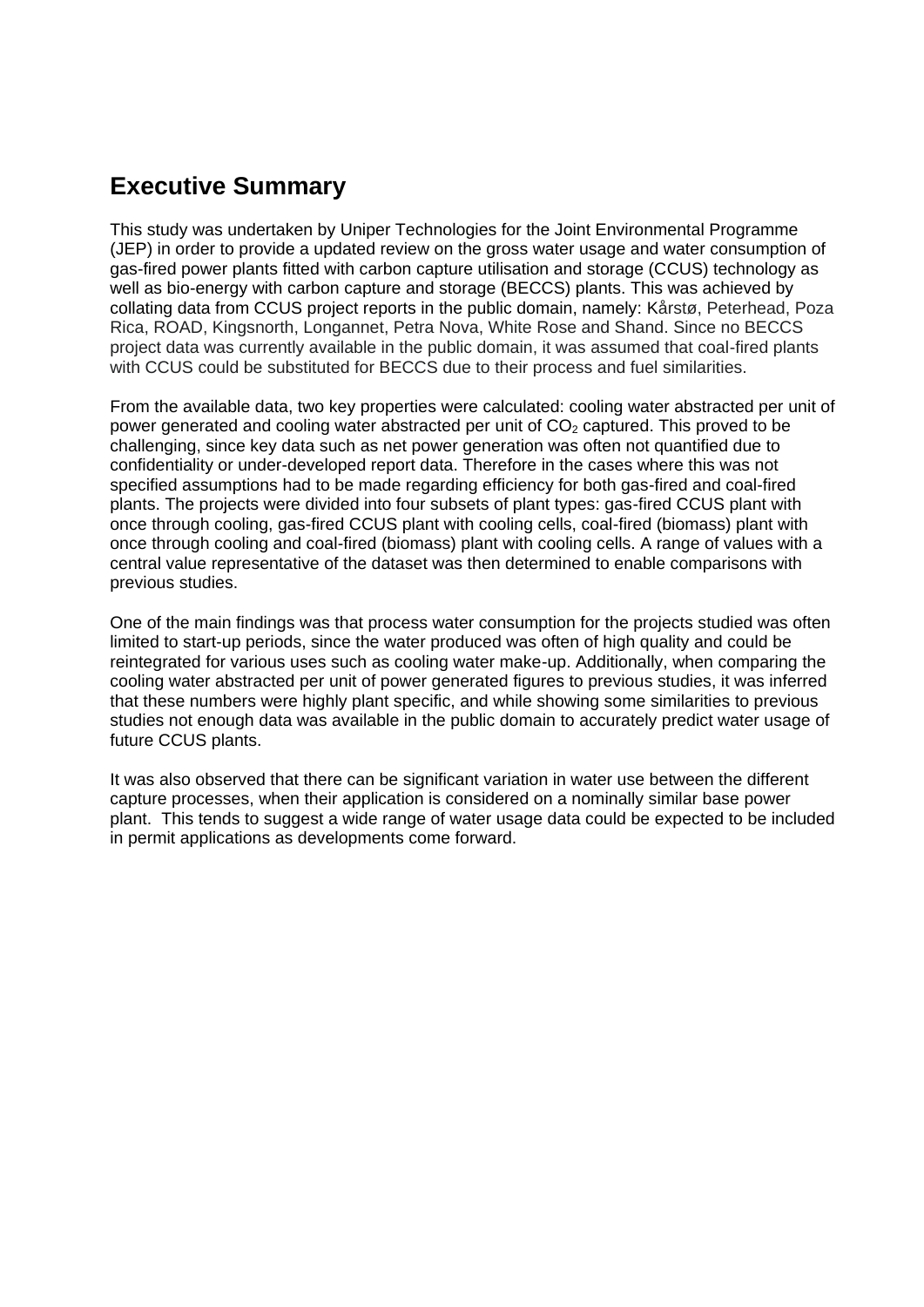## Executive Summary

This study was undertaken by Uniper Technologies for the Joint Environmental Programme (JEP) in order to provide a updated review on the gross water usage and water consumption of gas-fired power plants fitted with carbon capture utilisation and storage (CCUS) technology as well as bio-energy with carbon capture and storage (BECCS) plants. This was achieved by collating data from CCUS project reports in the public domain, namely: Kårstø, Peterhead, Poza Rica, ROAD, Kingsnorth, Longannet, Petra Nova, White Rose and Shand. Since no BECCS project data was currently available in the public domain, it was assumed that coal-fired plants with CCUS could be substituted for BECCS due to their process and fuel similarities.

From the available data, two key properties were calculated: cooling water abstracted per unit of power generated and cooling water abstracted per unit of $CO_2$ captured. This proved to be challenging, since key data such as net power generation was often not quantified due to confidentiality or under-developed report data. Therefore in the cases where this was not specified assumptions had to be made regarding efficiency for both gas-fired and coal-fired plants. The projects were divided into four subsets of plant types: gas-fired CCUS plant with once through cooling, gas-fired CCUS plant with cooling cells, coal-fired (biomass) plant with once through cooling and coal-fired (biomass) plant with cooling cells. A range of values with a central value representative of the dataset was then determined to enable comparisons with previous studies.

One of the main findings was that process water consumption for the projects studied was often limited to start-up periods, since the water produced was often of high quality and could be reintegrated for various uses such as cooling water make-up. Additionally, when comparing the cooling water abstracted per unit of power generated figures to previous studies, it was inferred that these numbers were highly plant specific, and while showing some similarities to previous studies not enough data was available in the public domain to accurately predict water usage of future CCUS plants.

It was also observed that there can be significant variation in water use between the different capture processes, when their application is considered on a nominally similar base power plant. This tends to suggest a wide range of water usage data could be expected to be included in permit applications as developments come forward.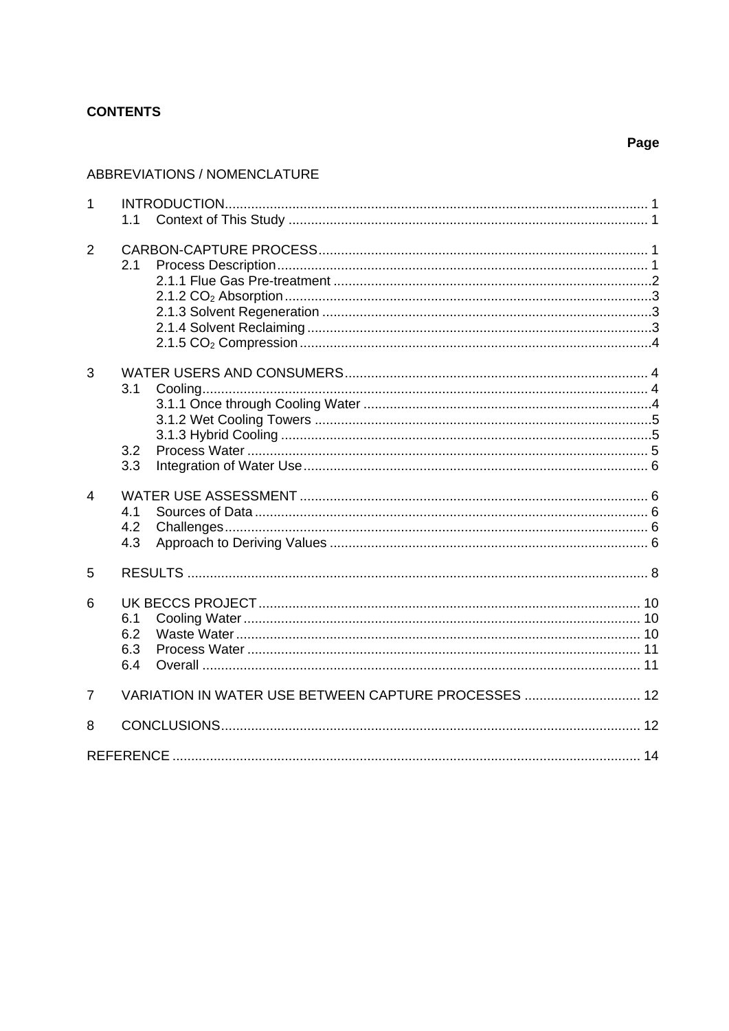**CONTENTS**

**Page**

ABBREVIATIONS / NOMENCLATURE

| | | |
|---|---|---|
| 1 | INTRODUCTION | 1 |
| | 1.1 Context of This Study | 1 |
| 2 | CARBON-CAPTURE PROCESS | 1 |
| | 2.1 Process Description | 1 |
| | 2.1.1 Flue Gas Pre-treatment | 2 |
| | 2.1.2 $CO_2$ Absorption | 3 |
| | 2.1.3 Solvent Regeneration | 3 |
| | 2.1.4 Solvent Reclaiming | 3 |
| | 2.1.5 $CO_2$ Compression | 4 |
| 3 | WATER USERS AND CONSUMERS | 4 |
| | 3.1 Cooling | 4 |
| | 3.1.1 Once through Cooling Water | 4 |
| | 3.1.2 Wet Cooling Towers | 5 |
| | 3.1.3 Hybrid Cooling | 5 |
| | 3.2 Process Water | 5 |
| | 3.3 Integration of Water Use | 6 |
| 4 | WATER USE ASSESSMENT | 6 |
| | 4.1 Sources of Data | 6 |
| | 4.2 Challenges | 6 |
| | 4.3 Approach to Deriving Values | 6 |
| 5 | RESULTS | 8 |
| 6 | UK BECCS PROJECT | 10 |
| | 6.1 Cooling Water | 10 |
| | 6.2 Waste Water | 10 |
| | 6.3 Process Water | 11 |
| | 6.4 Overall | 11 |
| 7 | VARIATION IN WATER USE BETWEEN CAPTURE PROCESSES | 12 |
| 8 | CONCLUSIONS | 12 |
| | REFERENCE | 14 |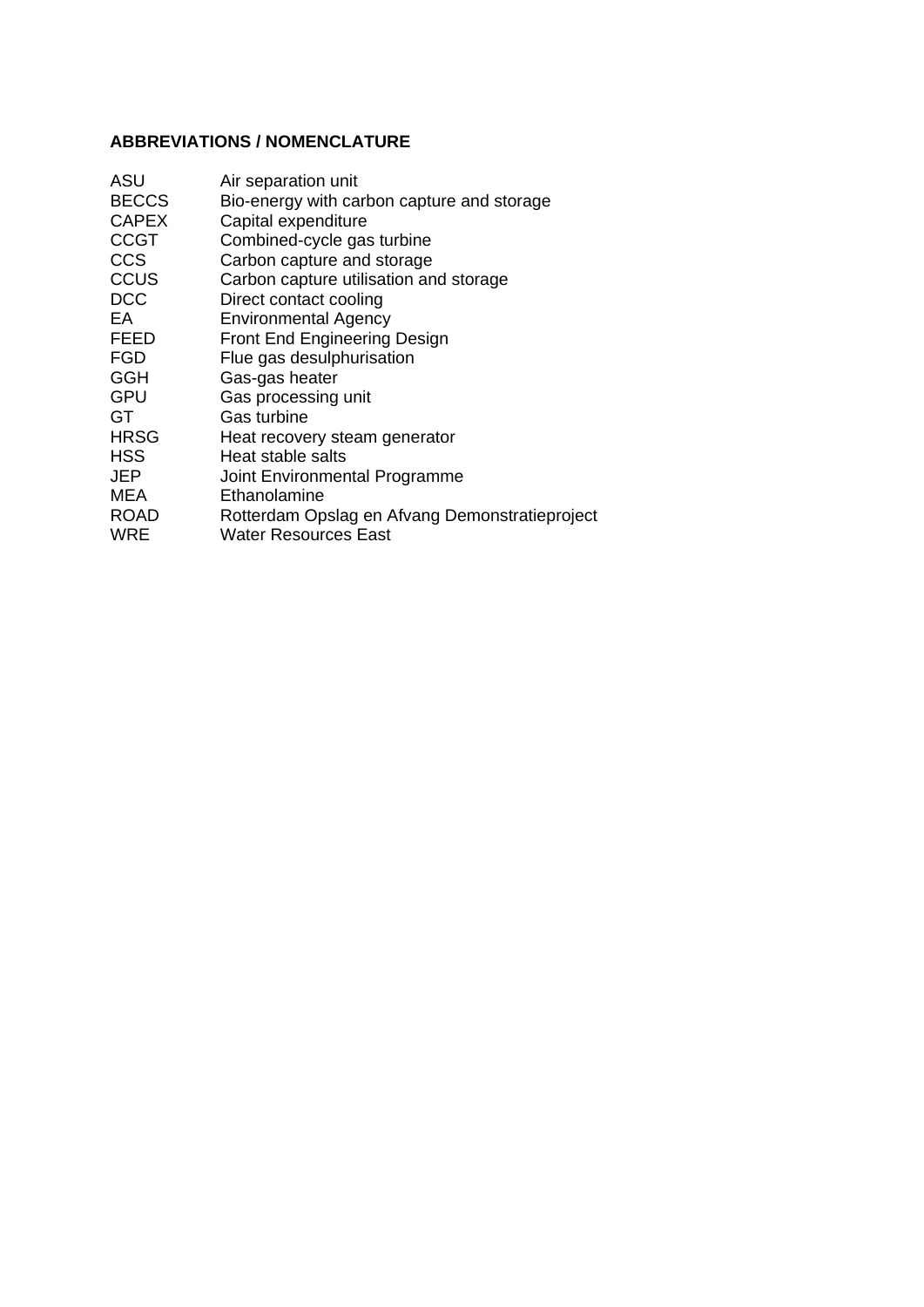**ABBREVIATIONS / NOMENCLATURE**

| | |
|---|---|
| ASU | Air separation unit |
| BECCS | Bio-energy with carbon capture and storage |
| CAPEX | Capital expenditure |
| CCGT | Combined-cycle gas turbine |
| CCS | Carbon capture and storage |
| CCUS | Carbon capture utilisation and storage |
| DCC | Direct contact cooling |
| EA | Environmental Agency |
| FEED | Front End Engineering Design |
| FGD | Flue gas desulphurisation |
| GGH | Gas-gas heater |
| GPU | Gas processing unit |
| GT | Gas turbine |
| HRSG | Heat recovery steam generator |
| HSS | Heat stable salts |
| JEP | Joint Environmental Programme |
| MEA | Ethanolamine |
| ROAD | Rotterdam Opslag en Afvang Demonstratieproject |
| WRE | Water Resources East |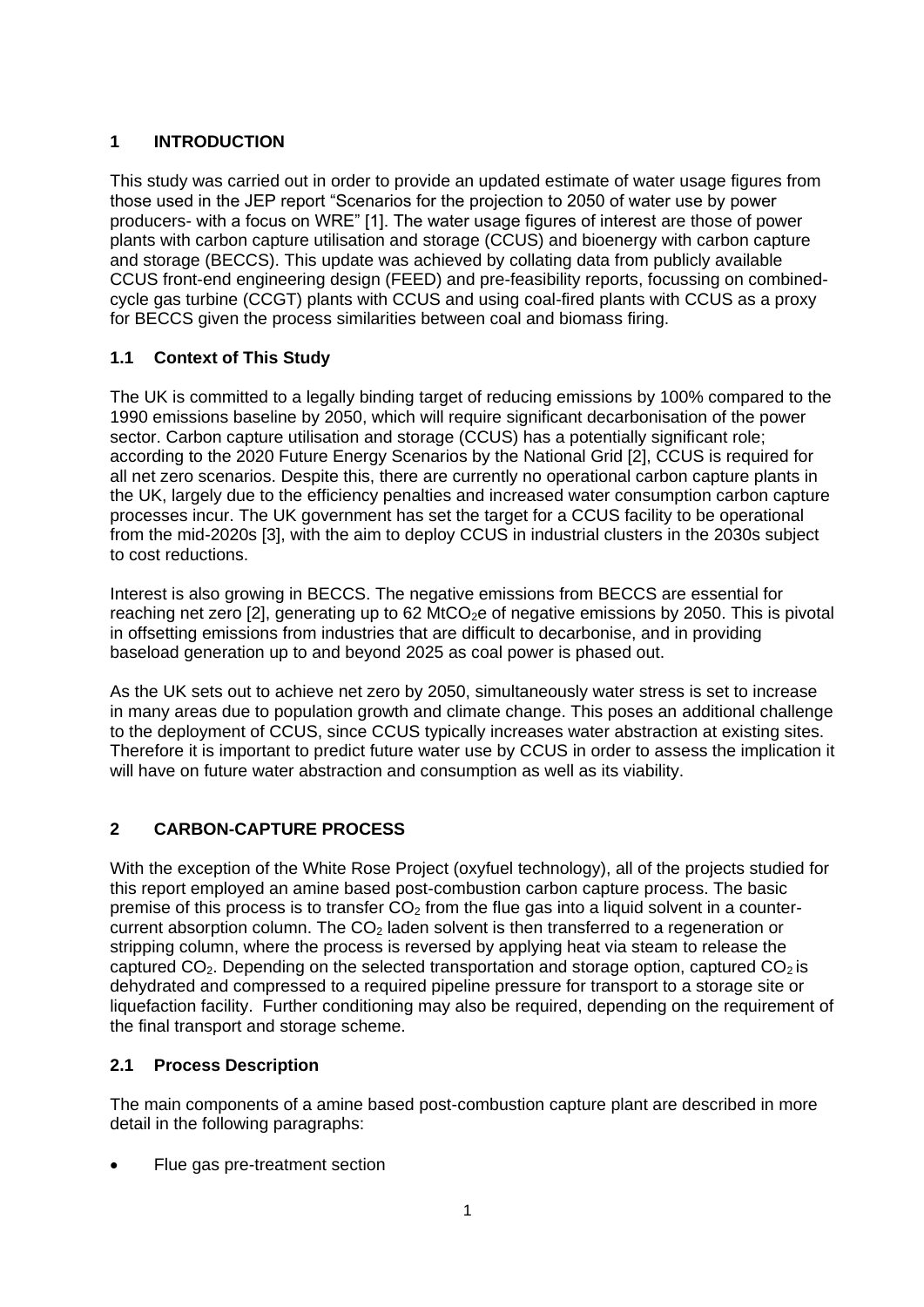# 1 INTRODUCTION

This study was carried out in order to provide an updated estimate of water usage figures from those used in the JEP report "Scenarios for the projection to 2050 of water use by power producers- with a focus on WRE" [1]. The water usage figures of interest are those of power plants with carbon capture utilisation and storage (CCUS) and bioenergy with carbon capture and storage (BECCS). This update was achieved by collating data from publicly available CCUS front-end engineering design (FEED) and pre-feasibility reports, focussing on combined-cycle gas turbine (CCGT) plants with CCUS and using coal-fired plants with CCUS as a proxy for BECCS given the process similarities between coal and biomass firing.

## 1.1 Context of This Study

The UK is committed to a legally binding target of reducing emissions by 100% compared to the 1990 emissions baseline by 2050, which will require significant decarbonisation of the power sector. Carbon capture utilisation and storage (CCUS) has a potentially significant role; according to the 2020 Future Energy Scenarios by the National Grid [2], CCUS is required for all net zero scenarios. Despite this, there are currently no operational carbon capture plants in the UK, largely due to the efficiency penalties and increased water consumption carbon capture processes incur. The UK government has set the target for a CCUS facility to be operational from the mid-2020s [3], with the aim to deploy CCUS in industrial clusters in the 2030s subject to cost reductions.

Interest is also growing in BECCS. The negative emissions from BECCS are essential for reaching net zero [2], generating up to 62 $MtCO_2e$ of negative emissions by 2050. This is pivotal in offsetting emissions from industries that are difficult to decarbonise, and in providing baseload generation up to and beyond 2025 as coal power is phased out.

As the UK sets out to achieve net zero by 2050, simultaneously water stress is set to increase in many areas due to population growth and climate change. This poses an additional challenge to the deployment of CCUS, since CCUS typically increases water abstraction at existing sites. Therefore it is important to predict future water use by CCUS in order to assess the implication it will have on future water abstraction and consumption as well as its viability.

# 2 CARBON-CAPTURE PROCESS

With the exception of the White Rose Project (oxyfuel technology), all of the projects studied for this report employed an amine based post-combustion carbon capture process. The basic premise of this process is to transfer $CO_2$ from the flue gas into a liquid solvent in a counter-current absorption column. The $CO_2$ laden solvent is then transferred to a regeneration or stripping column, where the process is reversed by applying heat via steam to release the captured $CO_2$. Depending on the selected transportation and storage option, captured $CO_2$ is dehydrated and compressed to a required pipeline pressure for transport to a storage site or liquefaction facility. Further conditioning may also be required, depending on the requirement of the final transport and storage scheme.

## 2.1 Process Description

The main components of a amine based post-combustion capture plant are described in more detail in the following paragraphs:

- Flue gas pre-treatment section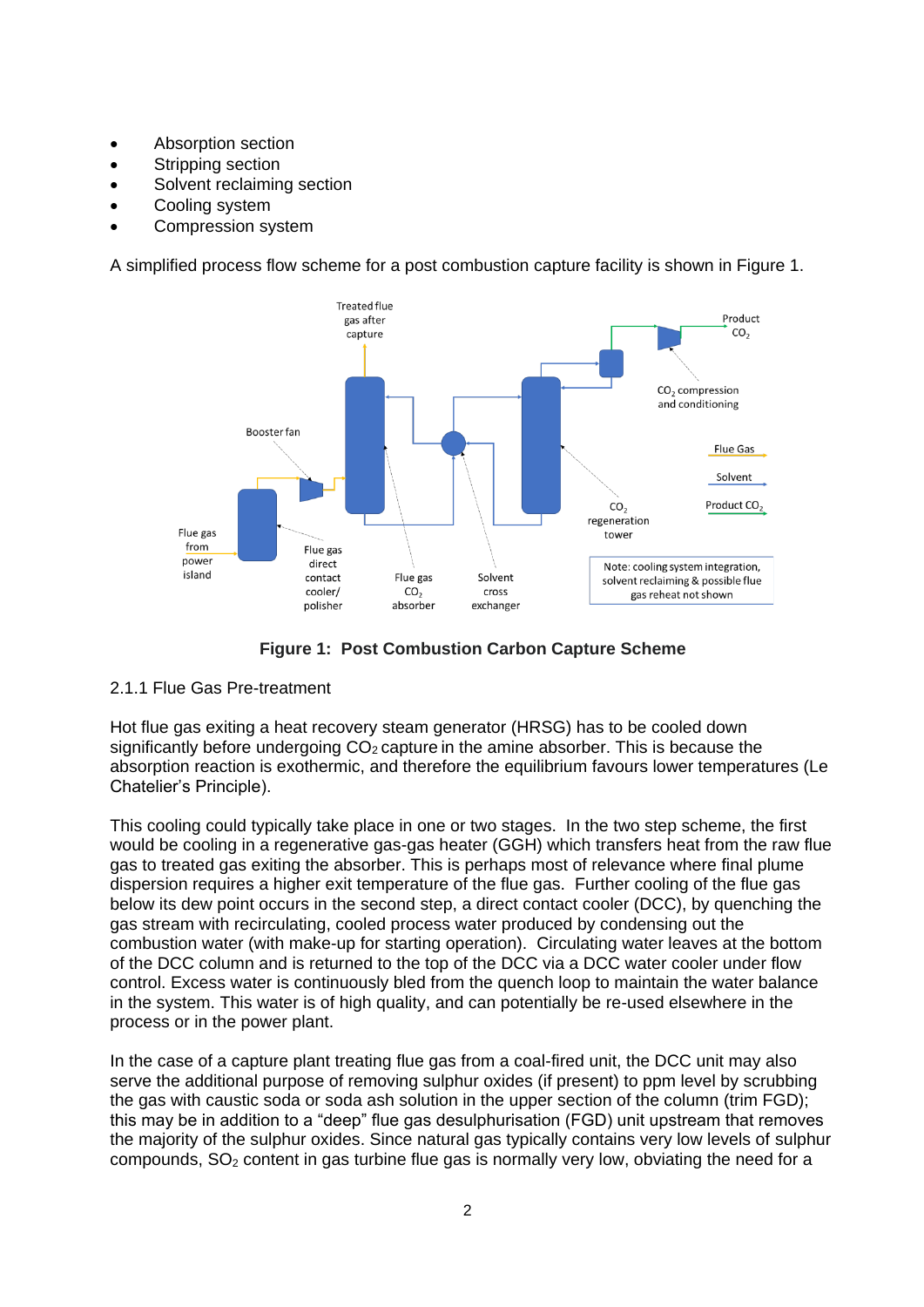- Absorption section
- Stripping section
- Solvent reclaiming section
- Cooling system
- Compression system

A simplified process flow scheme for a post combustion capture facility is shown in Figure 1.

**Figure 1: Post Combustion Carbon Capture Scheme**

2.1.1 Flue Gas Pre-treatment

Hot flue gas exiting a heat recovery steam generator (HRSG) has to be cooled down significantly before undergoing $CO_2$ capture in the amine absorber. This is because the absorption reaction is exothermic, and therefore the equilibrium favours lower temperatures (Le Chatelier's Principle).

This cooling could typically take place in one or two stages. In the two step scheme, the first would be cooling in a regenerative gas-gas heater (GGH) which transfers heat from the raw flue gas to treated gas exiting the absorber. This is perhaps most of relevance where final plume dispersion requires a higher exit temperature of the flue gas. Further cooling of the flue gas below its dew point occurs in the second step, a direct contact cooler (DCC), by quenching the gas stream with recirculating, cooled process water produced by condensing out the combustion water (with make-up for starting operation). Circulating water leaves at the bottom of the DCC column and is returned to the top of the DCC via a DCC water cooler under flow control. Excess water is continuously bled from the quench loop to maintain the water balance in the system. This water is of high quality, and can potentially be re-used elsewhere in the process or in the power plant.

In the case of a capture plant treating flue gas from a coal-fired unit, the DCC unit may also serve the additional purpose of removing sulphur oxides (if present) to ppm level by scrubbing the gas with caustic soda or soda ash solution in the upper section of the column (trim FGD); this may be in addition to a "deep" flue gas desulphurisation (FGD) unit upstream that removes the majority of the sulphur oxides. Since natural gas typically contains very low levels of sulphur compounds, $SO_2$ content in gas turbine flue gas is normally very low, obviating the need for a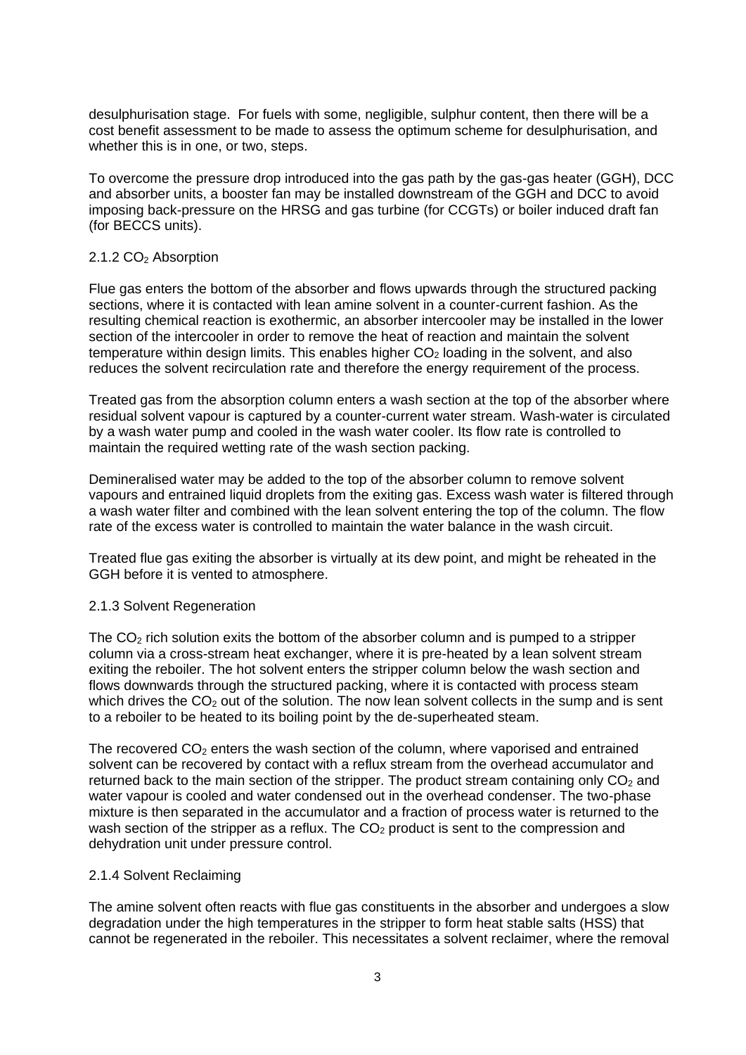desulphurisation stage. For fuels with some, negligible, sulphur content, then there will be a cost benefit assessment to be made to assess the optimum scheme for desulphurisation, and whether this is in one, or two, steps.

To overcome the pressure drop introduced into the gas path by the gas-gas heater (GGH), DCC and absorber units, a booster fan may be installed downstream of the GGH and DCC to avoid imposing back-pressure on the HRSG and gas turbine (for CCGTs) or boiler induced draft fan (for BECCS units).

### 2.1.2 $CO_2$ Absorption

Flue gas enters the bottom of the absorber and flows upwards through the structured packing sections, where it is contacted with lean amine solvent in a counter-current fashion. As the resulting chemical reaction is exothermic, an absorber intercooler may be installed in the lower section of the intercooler in order to remove the heat of reaction and maintain the solvent temperature within design limits. This enables higher $CO_2$ loading in the solvent, and also reduces the solvent recirculation rate and therefore the energy requirement of the process.

Treated gas from the absorption column enters a wash section at the top of the absorber where residual solvent vapour is captured by a counter-current water stream. Wash-water is circulated by a wash water pump and cooled in the wash water cooler. Its flow rate is controlled to maintain the required wetting rate of the wash section packing.

Demineralised water may be added to the top of the absorber column to remove solvent vapours and entrained liquid droplets from the exiting gas. Excess wash water is filtered through a wash water filter and combined with the lean solvent entering the top of the column. The flow rate of the excess water is controlled to maintain the water balance in the wash circuit.

Treated flue gas exiting the absorber is virtually at its dew point, and might be reheated in the GGH before it is vented to atmosphere.

### 2.1.3 Solvent Regeneration

The $CO_2$ rich solution exits the bottom of the absorber column and is pumped to a stripper column via a cross-stream heat exchanger, where it is pre-heated by a lean solvent stream exiting the reboiler. The hot solvent enters the stripper column below the wash section and flows downwards through the structured packing, where it is contacted with process steam which drives the $CO_2$ out of the solution. The now lean solvent collects in the sump and is sent to a reboiler to be heated to its boiling point by the de-superheated steam.

The recovered $CO_2$ enters the wash section of the column, where vaporised and entrained solvent can be recovered by contact with a reflux stream from the overhead accumulator and returned back to the main section of the stripper. The product stream containing only $CO_2$ and water vapour is cooled and water condensed out in the overhead condenser. The two-phase mixture is then separated in the accumulator and a fraction of process water is returned to the wash section of the stripper as a reflux. The $CO_2$ product is sent to the compression and dehydration unit under pressure control.

### 2.1.4 Solvent Reclaiming

The amine solvent often reacts with flue gas constituents in the absorber and undergoes a slow degradation under the high temperatures in the stripper to form heat stable salts (HSS) that cannot be regenerated in the reboiler. This necessitates a solvent reclaimer, where the removal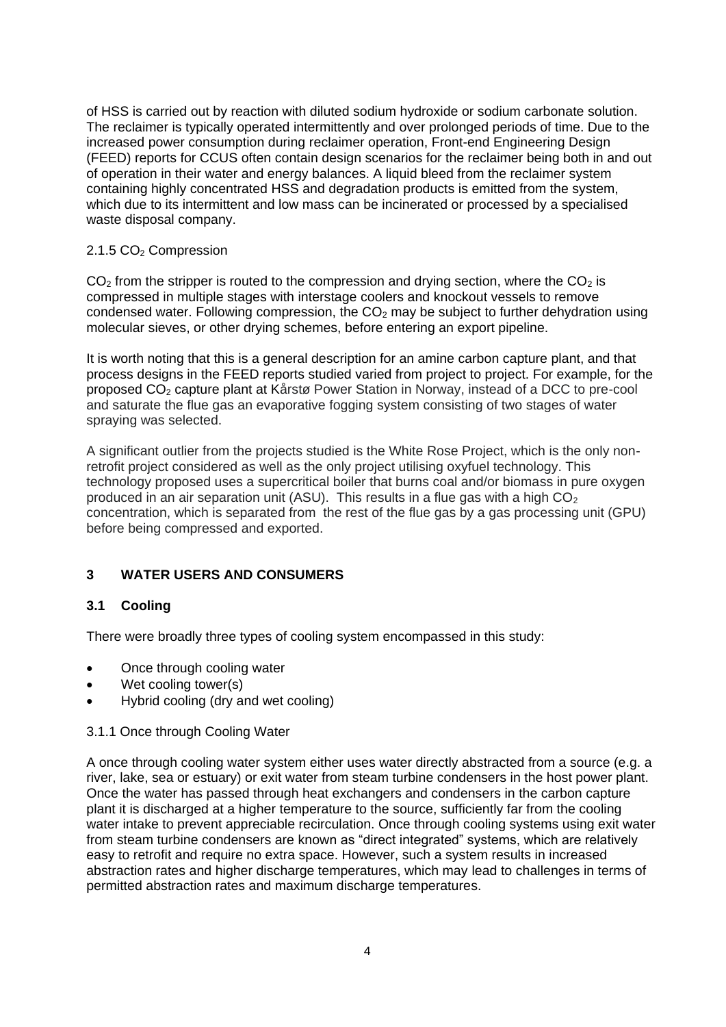of HSS is carried out by reaction with diluted sodium hydroxide or sodium carbonate solution. The reclaimer is typically operated intermittently and over prolonged periods of time. Due to the increased power consumption during reclaimer operation, Front-end Engineering Design (FEED) reports for CCUS often contain design scenarios for the reclaimer being both in and out of operation in their water and energy balances. A liquid bleed from the reclaimer system containing highly concentrated HSS and degradation products is emitted from the system, which due to its intermittent and low mass can be incinerated or processed by a specialised waste disposal company.

#### 2.1.5 $CO_2$ Compression

$CO_2$ from the stripper is routed to the compression and drying section, where the $CO_2$ is compressed in multiple stages with interstage coolers and knockout vessels to remove condensed water. Following compression, the $CO_2$ may be subject to further dehydration using molecular sieves, or other drying schemes, before entering an export pipeline.

It is worth noting that this is a general description for an amine carbon capture plant, and that process designs in the FEED reports studied varied from project to project. For example, for the proposed $CO_2$ capture plant at Kårstø Power Station in Norway, instead of a DCC to pre-cool and saturate the flue gas an evaporative fogging system consisting of two stages of water spraying was selected.

A significant outlier from the projects studied is the White Rose Project, which is the only non-retrofit project considered as well as the only project utilising oxyfuel technology. This technology proposed uses a supercritical boiler that burns coal and/or biomass in pure oxygen produced in an air separation unit (ASU). This results in a flue gas with a high $CO_2$ concentration, which is separated from the rest of the flue gas by a gas processing unit (GPU) before being compressed and exported.

## 3 WATER USERS AND CONSUMERS

### 3.1 Cooling

There were broadly three types of cooling system encompassed in this study:

- Once through cooling water
- Wet cooling tower(s)
- Hybrid cooling (dry and wet cooling)

#### 3.1.1 Once through Cooling Water

A once through cooling water system either uses water directly abstracted from a source (e.g. a river, lake, sea or estuary) or exit water from steam turbine condensers in the host power plant. Once the water has passed through heat exchangers and condensers in the carbon capture plant it is discharged at a higher temperature to the source, sufficiently far from the cooling water intake to prevent appreciable recirculation. Once through cooling systems using exit water from steam turbine condensers are known as "direct integrated" systems, which are relatively easy to retrofit and require no extra space. However, such a system results in increased abstraction rates and higher discharge temperatures, which may lead to challenges in terms of permitted abstraction rates and maximum discharge temperatures.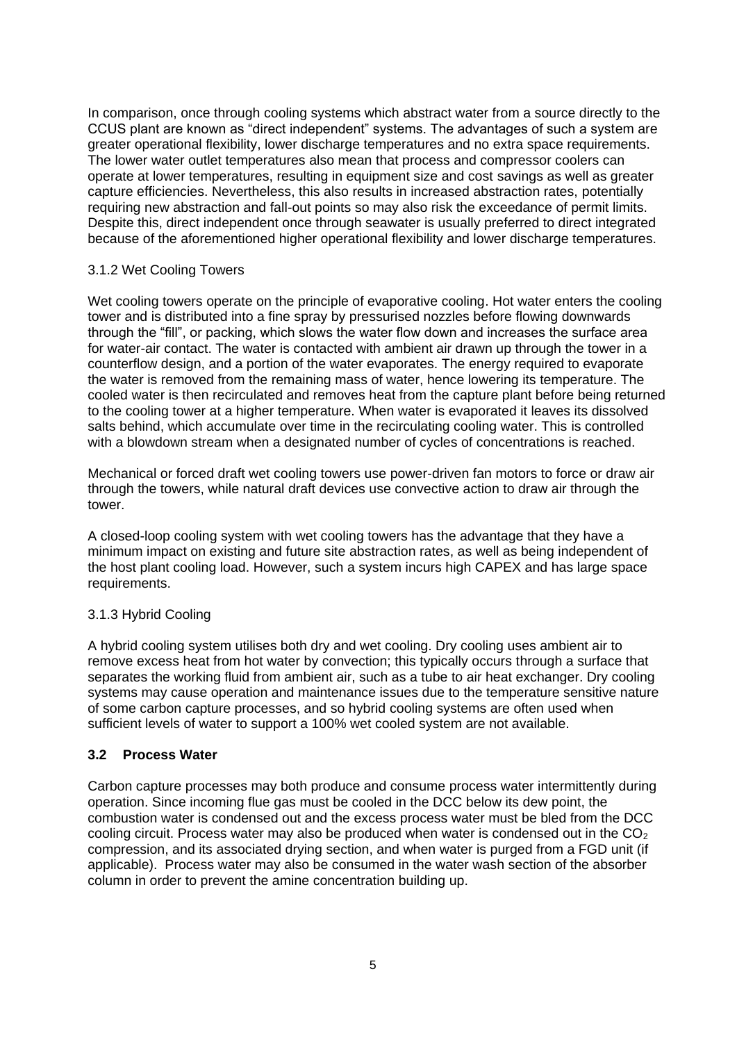In comparison, once through cooling systems which abstract water from a source directly to the CCUS plant are known as "direct independent" systems. The advantages of such a system are greater operational flexibility, lower discharge temperatures and no extra space requirements. The lower water outlet temperatures also mean that process and compressor coolers can operate at lower temperatures, resulting in equipment size and cost savings as well as greater capture efficiencies. Nevertheless, this also results in increased abstraction rates, potentially requiring new abstraction and fall-out points so may also risk the exceedance of permit limits. Despite this, direct independent once through seawater is usually preferred to direct integrated because of the aforementioned higher operational flexibility and lower discharge temperatures.

### 3.1.2 Wet Cooling Towers

Wet cooling towers operate on the principle of evaporative cooling. Hot water enters the cooling tower and is distributed into a fine spray by pressurised nozzles before flowing downwards through the "fill", or packing, which slows the water flow down and increases the surface area for water-air contact. The water is contacted with ambient air drawn up through the tower in a counterflow design, and a portion of the water evaporates. The energy required to evaporate the water is removed from the remaining mass of water, hence lowering its temperature. The cooled water is then recirculated and removes heat from the capture plant before being returned to the cooling tower at a higher temperature. When water is evaporated it leaves its dissolved salts behind, which accumulate over time in the recirculating cooling water. This is controlled with a blowdown stream when a designated number of cycles of concentrations is reached.

Mechanical or forced draft wet cooling towers use power-driven fan motors to force or draw air through the towers, while natural draft devices use convective action to draw air through the tower.

A closed-loop cooling system with wet cooling towers has the advantage that they have a minimum impact on existing and future site abstraction rates, as well as being independent of the host plant cooling load. However, such a system incurs high CAPEX and has large space requirements.

### 3.1.3 Hybrid Cooling

A hybrid cooling system utilises both dry and wet cooling. Dry cooling uses ambient air to remove excess heat from hot water by convection; this typically occurs through a surface that separates the working fluid from ambient air, such as a tube to air heat exchanger. Dry cooling systems may cause operation and maintenance issues due to the temperature sensitive nature of some carbon capture processes, and so hybrid cooling systems are often used when sufficient levels of water to support a 100% wet cooled system are not available.

## 3.2 Process Water

Carbon capture processes may both produce and consume process water intermittently during operation. Since incoming flue gas must be cooled in the DCC below its dew point, the combustion water is condensed out and the excess process water must be bled from the DCC cooling circuit. Process water may also be produced when water is condensed out in the $CO_2$ compression, and its associated drying section, and when water is purged from a FGD unit (if applicable). Process water may also be consumed in the water wash section of the absorber column in order to prevent the amine concentration building up.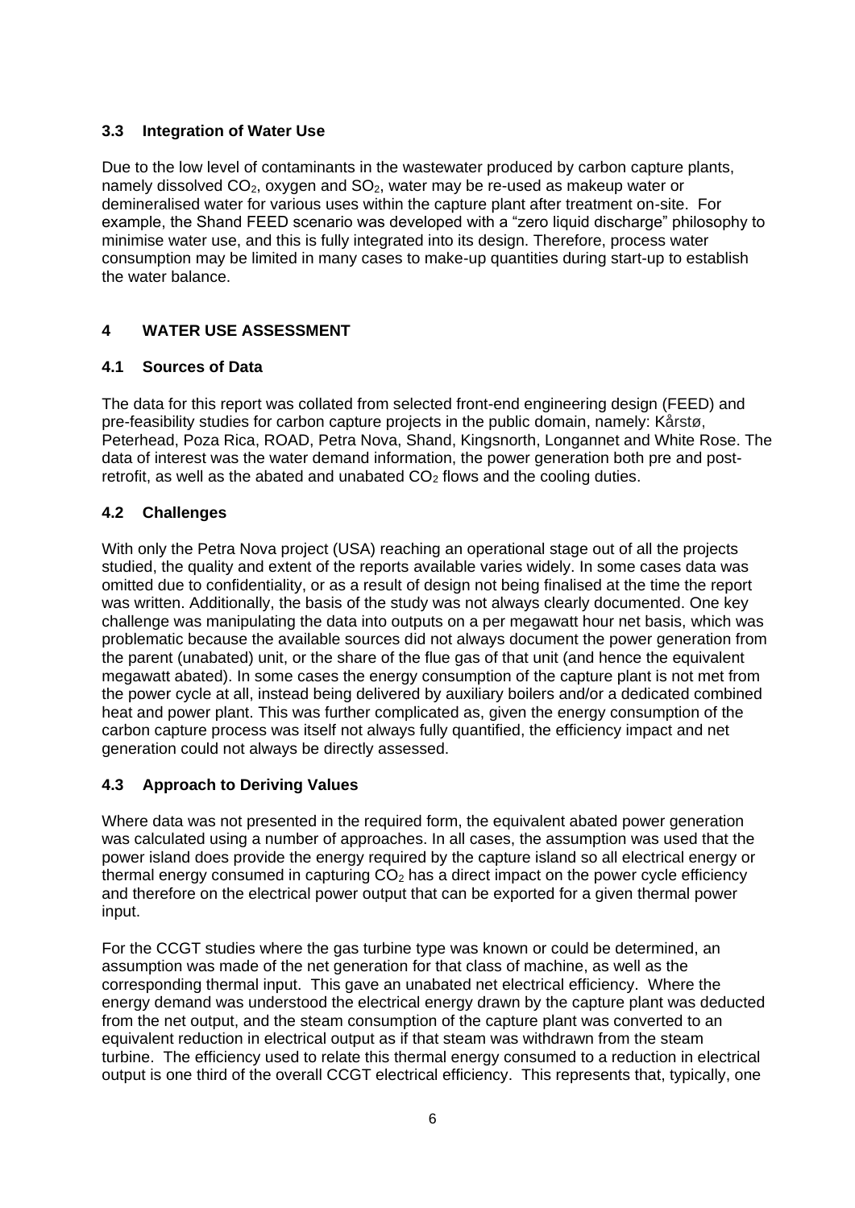### 3.3 Integration of Water Use

Due to the low level of contaminants in the wastewater produced by carbon capture plants, namely dissolved $CO_2$, oxygen and $SO_2$, water may be re-used as makeup water or demineralised water for various uses within the capture plant after treatment on-site. For example, the Shand FEED scenario was developed with a "zero liquid discharge" philosophy to minimise water use, and this is fully integrated into its design. Therefore, process water consumption may be limited in many cases to make-up quantities during start-up to establish the water balance.

## 4 WATER USE ASSESSMENT

### 4.1 Sources of Data

The data for this report was collated from selected front-end engineering design (FEED) and pre-feasibility studies for carbon capture projects in the public domain, namely: Kårstø, Peterhead, Poza Rica, ROAD, Petra Nova, Shand, Kingsnorth, Longannet and White Rose. The data of interest was the water demand information, the power generation both pre and post-retrofit, as well as the abated and unabated $CO_2$ flows and the cooling duties.

### 4.2 Challenges

With only the Petra Nova project (USA) reaching an operational stage out of all the projects studied, the quality and extent of the reports available varies widely. In some cases data was omitted due to confidentiality, or as a result of design not being finalised at the time the report was written. Additionally, the basis of the study was not always clearly documented. One key challenge was manipulating the data into outputs on a per megawatt hour net basis, which was problematic because the available sources did not always document the power generation from the parent (unabated) unit, or the share of the flue gas of that unit (and hence the equivalent megawatt abated). In some cases the energy consumption of the capture plant is not met from the power cycle at all, instead being delivered by auxiliary boilers and/or a dedicated combined heat and power plant. This was further complicated as, given the energy consumption of the carbon capture process was itself not always fully quantified, the efficiency impact and net generation could not always be directly assessed.

### 4.3 Approach to Deriving Values

Where data was not presented in the required form, the equivalent abated power generation was calculated using a number of approaches. In all cases, the assumption was used that the power island does provide the energy required by the capture island so all electrical energy or thermal energy consumed in capturing $CO_2$ has a direct impact on the power cycle efficiency and therefore on the electrical power output that can be exported for a given thermal power input.

For the CCGT studies where the gas turbine type was known or could be determined, an assumption was made of the net generation for that class of machine, as well as the corresponding thermal input. This gave an unabated net electrical efficiency. Where the energy demand was understood the electrical energy drawn by the capture plant was deducted from the net output, and the steam consumption of the capture plant was converted to an equivalent reduction in electrical output as if that steam was withdrawn from the steam turbine. The efficiency used to relate this thermal energy consumed to a reduction in electrical output is one third of the overall CCGT electrical efficiency. This represents that, typically, one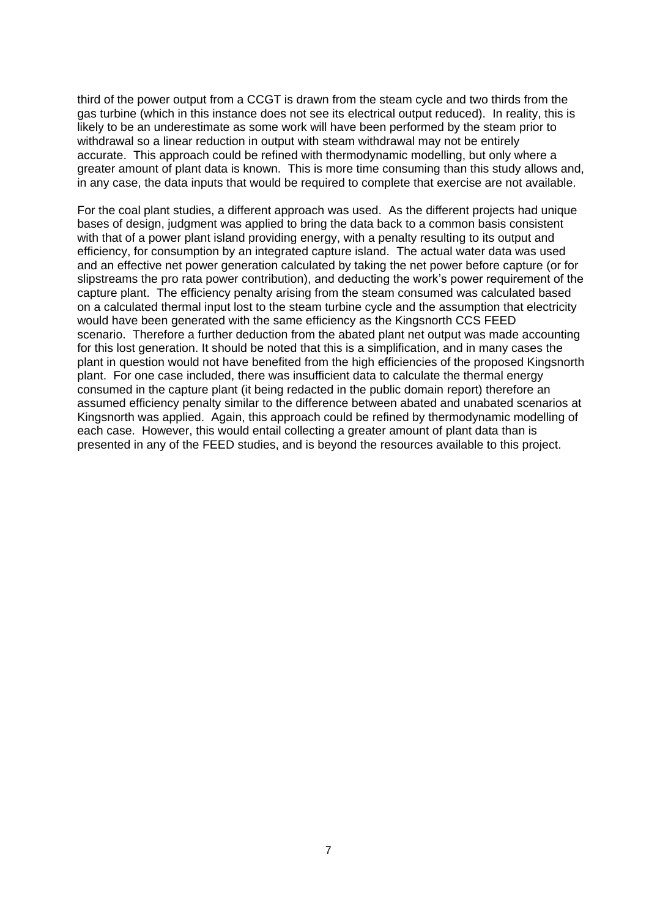third of the power output from a CCGT is drawn from the steam cycle and two thirds from the gas turbine (which in this instance does not see its electrical output reduced). In reality, this is likely to be an underestimate as some work will have been performed by the steam prior to withdrawal so a linear reduction in output with steam withdrawal may not be entirely accurate. This approach could be refined with thermodynamic modelling, but only where a greater amount of plant data is known. This is more time consuming than this study allows and, in any case, the data inputs that would be required to complete that exercise are not available.

For the coal plant studies, a different approach was used. As the different projects had unique bases of design, judgment was applied to bring the data back to a common basis consistent with that of a power plant island providing energy, with a penalty resulting to its output and efficiency, for consumption by an integrated capture island. The actual water data was used and an effective net power generation calculated by taking the net power before capture (or for slipstreams the pro rata power contribution), and deducting the work's power requirement of the capture plant. The efficiency penalty arising from the steam consumed was calculated based on a calculated thermal input lost to the steam turbine cycle and the assumption that electricity would have been generated with the same efficiency as the Kingsnorth CCS FEED scenario. Therefore a further deduction from the abated plant net output was made accounting for this lost generation. It should be noted that this is a simplification, and in many cases the plant in question would not have benefited from the high efficiencies of the proposed Kingsnorth plant. For one case included, there was insufficient data to calculate the thermal energy consumed in the capture plant (it being redacted in the public domain report) therefore an assumed efficiency penalty similar to the difference between abated and unabated scenarios at Kingsnorth was applied. Again, this approach could be refined by thermodynamic modelling of each case. However, this would entail collecting a greater amount of plant data than is presented in any of the FEED studies, and is beyond the resources available to this project.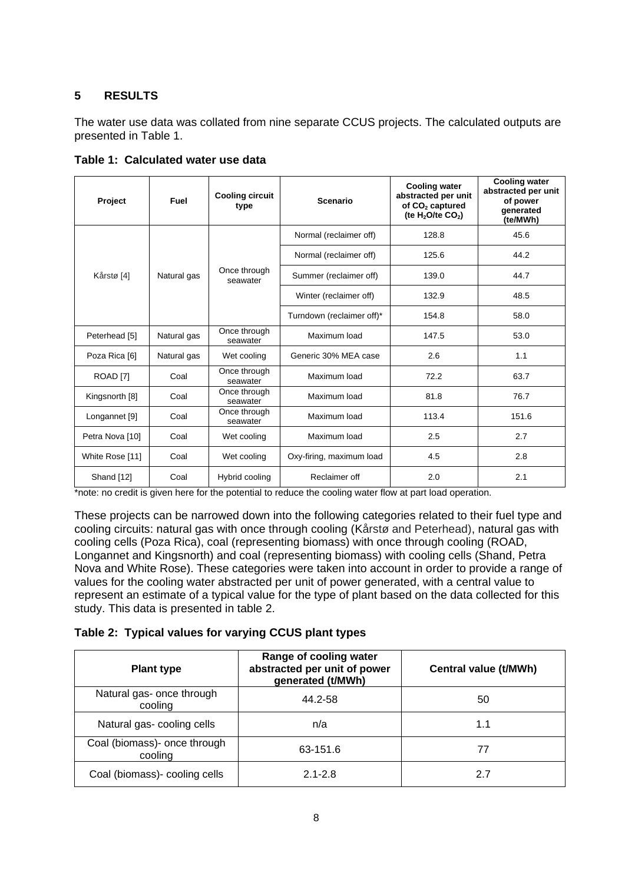## 5 RESULTS

The water use data was collated from nine separate CCUS projects. The calculated outputs are presented in Table 1.

**Table 1: Calculated water use data**

| Project | Fuel | Cooling circuit type | Scenario | Cooling water abstracted per unit of $CO_2$ captured (te $H_2O$/te $CO_2$) | Cooling water abstracted per unit of power generated (te/MWh) |
|---|---|---|---|---|---|
| Kårstø [4] | Natural gas | Once through seawater | Normal (reclaimer off) | 128.8 | 45.6 |
| | | | Normal (reclaimer off) | 125.6 | 44.2 |
| | | | Summer (reclaimer off) | 139.0 | 44.7 |
| | | | Winter (reclaimer off) | 132.9 | 48.5 |
| | | | Turndown (reclaimer off)* | 154.8 | 58.0 |
| Peterhead [5] | Natural gas | Once through seawater | Maximum load | 147.5 | 53.0 |
| Poza Rica [6] | Natural gas | Wet cooling | Generic 30% MEA case | 2.6 | 1.1 |
| ROAD [7] | Coal | Once through seawater | Maximum load | 72.2 | 63.7 |
| Kingsnorth [8] | Coal | Once through seawater | Maximum load | 81.8 | 76.7 |
| Longannet [9] | Coal | Once through seawater | Maximum load | 113.4 | 151.6 |
| Petra Nova [10] | Coal | Wet cooling | Maximum load | 2.5 | 2.7 |
| White Rose [11] | Coal | Wet cooling | Oxy-firing, maximum load | 4.5 | 2.8 |
| Shand [12] | Coal | Hybrid cooling | Reclaimer off | 2.0 | 2.1 |

*note: no credit is given here for the potential to reduce the cooling water flow at part load operation.

These projects can be narrowed down into the following categories related to their fuel type and cooling circuits: natural gas with once through cooling (Kårstø and Peterhead), natural gas with cooling cells (Poza Rica), coal (representing biomass) with once through cooling (ROAD, Longannet and Kingsnorth) and coal (representing biomass) with cooling cells (Shand, Petra Nova and White Rose). These categories were taken into account in order to provide a range of values for the cooling water abstracted per unit of power generated, with a central value to represent an estimate of a typical value for the type of plant based on the data collected for this study. This data is presented in table 2.

**Table 2: Typical values for varying CCUS plant types**

| Plant type | Range of cooling water abstracted per unit of power generated (t/MWh) | Central value (t/MWh) |
|---|---|---|
| Natural gas- once through cooling | 44.2-58 | 50 |
| Natural gas- cooling cells | n/a | 1.1 |
| Coal (biomass)- once through cooling | 63-151.6 | 77 |
| Coal (biomass)- cooling cells | 2.1-2.8 | 2.7 |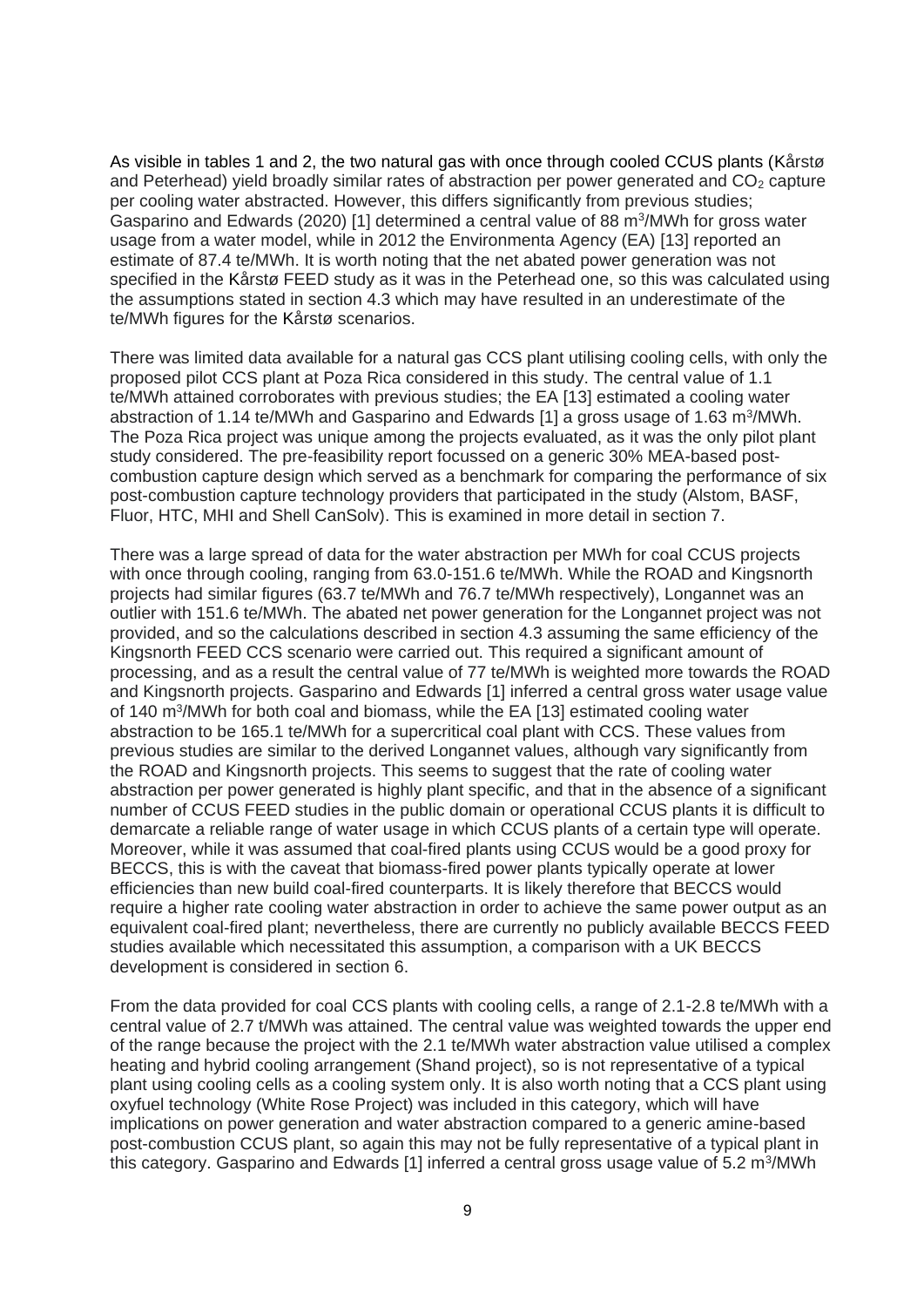As visible in tables 1 and 2, the two natural gas with once through cooled CCUS plants (Kårstø and Peterhead) yield broadly similar rates of abstraction per power generated and $CO_2$ capture per cooling water abstracted. However, this differs significantly from previous studies; Gasparino and Edwards (2020) [1] determined a central value of 88 $m^3$/MWh for gross water usage from a water model, while in 2012 the Environmenta Agency (EA) [13] reported an estimate of 87.4 te/MWh. It is worth noting that the net abated power generation was not specified in the Kårstø FEED study as it was in the Peterhead one, so this was calculated using the assumptions stated in section 4.3 which may have resulted in an underestimate of the te/MWh figures for the Kårstø scenarios.

There was limited data available for a natural gas CCS plant utilising cooling cells, with only the proposed pilot CCS plant at Poza Rica considered in this study. The central value of 1.1 te/MWh attained corroborates with previous studies; the EA [13] estimated a cooling water abstraction of 1.14 te/MWh and Gasparino and Edwards [1] a gross usage of 1.63 $m^3$/MWh. The Poza Rica project was unique among the projects evaluated, as it was the only pilot plant study considered. The pre-feasibility report focussed on a generic 30% MEA-based post-combustion capture design which served as a benchmark for comparing the performance of six post-combustion capture technology providers that participated in the study (Alstom, BASF, Fluor, HTC, MHI and Shell CanSolv). This is examined in more detail in section 7.

There was a large spread of data for the water abstraction per MWh for coal CCUS projects with once through cooling, ranging from 63.0-151.6 te/MWh. While the ROAD and Kingsnorth projects had similar figures (63.7 te/MWh and 76.7 te/MWh respectively), Longannet was an outlier with 151.6 te/MWh. The abated net power generation for the Longannet project was not provided, and so the calculations described in section 4.3 assuming the same efficiency of the Kingsnorth FEED CCS scenario were carried out. This required a significant amount of processing, and as a result the central value of 77 te/MWh is weighted more towards the ROAD and Kingsnorth projects. Gasparino and Edwards [1] inferred a central gross water usage value of 140 $m^3$/MWh for both coal and biomass, while the EA [13] estimated cooling water abstraction to be 165.1 te/MWh for a supercritical coal plant with CCS. These values from previous studies are similar to the derived Longannet values, although vary significantly from the ROAD and Kingsnorth projects. This seems to suggest that the rate of cooling water abstraction per power generated is highly plant specific, and that in the absence of a significant number of CCUS FEED studies in the public domain or operational CCUS plants it is difficult to demarcate a reliable range of water usage in which CCUS plants of a certain type will operate. Moreover, while it was assumed that coal-fired plants using CCUS would be a good proxy for BECCS, this is with the caveat that biomass-fired power plants typically operate at lower efficiencies than new build coal-fired counterparts. It is likely therefore that BECCS would require a higher rate cooling water abstraction in order to achieve the same power output as an equivalent coal-fired plant; nevertheless, there are currently no publicly available BECCS FEED studies available which necessitated this assumption, a comparison with a UK BECCS development is considered in section 6.

From the data provided for coal CCS plants with cooling cells, a range of 2.1-2.8 te/MWh with a central value of 2.7 t/MWh was attained. The central value was weighted towards the upper end of the range because the project with the 2.1 te/MWh water abstraction value utilised a complex heating and hybrid cooling arrangement (Shand project), so is not representative of a typical plant using cooling cells as a cooling system only. It is also worth noting that a CCS plant using oxyfuel technology (White Rose Project) was included in this category, which will have implications on power generation and water abstraction compared to a generic amine-based post-combustion CCUS plant, so again this may not be fully representative of a typical plant in this category. Gasparino and Edwards [1] inferred a central gross usage value of 5.2 $m^3$/MWh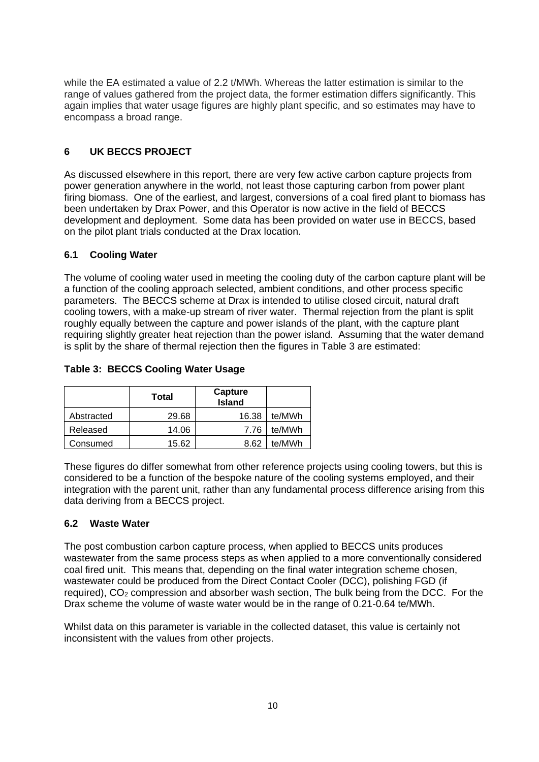while the EA estimated a value of 2.2 t/MWh. Whereas the latter estimation is similar to the range of values gathered from the project data, the former estimation differs significantly. This again implies that water usage figures are highly plant specific, and so estimates may have to encompass a broad range.

## 6 UK BECCS PROJECT

As discussed elsewhere in this report, there are very few active carbon capture projects from power generation anywhere in the world, not least those capturing carbon from power plant firing biomass. One of the earliest, and largest, conversions of a coal fired plant to biomass has been undertaken by Drax Power, and this Operator is now active in the field of BECCS development and deployment. Some data has been provided on water use in BECCS, based on the pilot plant trials conducted at the Drax location.

### 6.1 Cooling Water

The volume of cooling water used in meeting the cooling duty of the carbon capture plant will be a function of the cooling approach selected, ambient conditions, and other process specific parameters. The BECCS scheme at Drax is intended to utilise closed circuit, natural draft cooling towers, with a make-up stream of river water. Thermal rejection from the plant is split roughly equally between the capture and power islands of the plant, with the capture plant requiring slightly greater heat rejection than the power island. Assuming that the water demand is split by the share of thermal rejection then the figures in Table 3 are estimated:

**Table 3: BECCS Cooling Water Usage**

| | Total | Capture Island | |
|---|---|---|---|
| Abstracted | 29.68 | 16.38 | te/MWh |
| Released | 14.06 | 7.76 | te/MWh |
| Consumed | 15.62 | 8.62 | te/MWh |

These figures do differ somewhat from other reference projects using cooling towers, but this is considered to be a function of the bespoke nature of the cooling systems employed, and their integration with the parent unit, rather than any fundamental process difference arising from this data deriving from a BECCS project.

### 6.2 Waste Water

The post combustion carbon capture process, when applied to BECCS units produces wastewater from the same process steps as when applied to a more conventionally considered coal fired unit. This means that, depending on the final water integration scheme chosen, wastewater could be produced from the Direct Contact Cooler (DCC), polishing FGD (if required), $CO_2$ compression and absorber wash section, The bulk being from the DCC. For the Drax scheme the volume of waste water would be in the range of 0.21-0.64 te/MWh.

Whilst data on this parameter is variable in the collected dataset, this value is certainly not inconsistent with the values from other projects.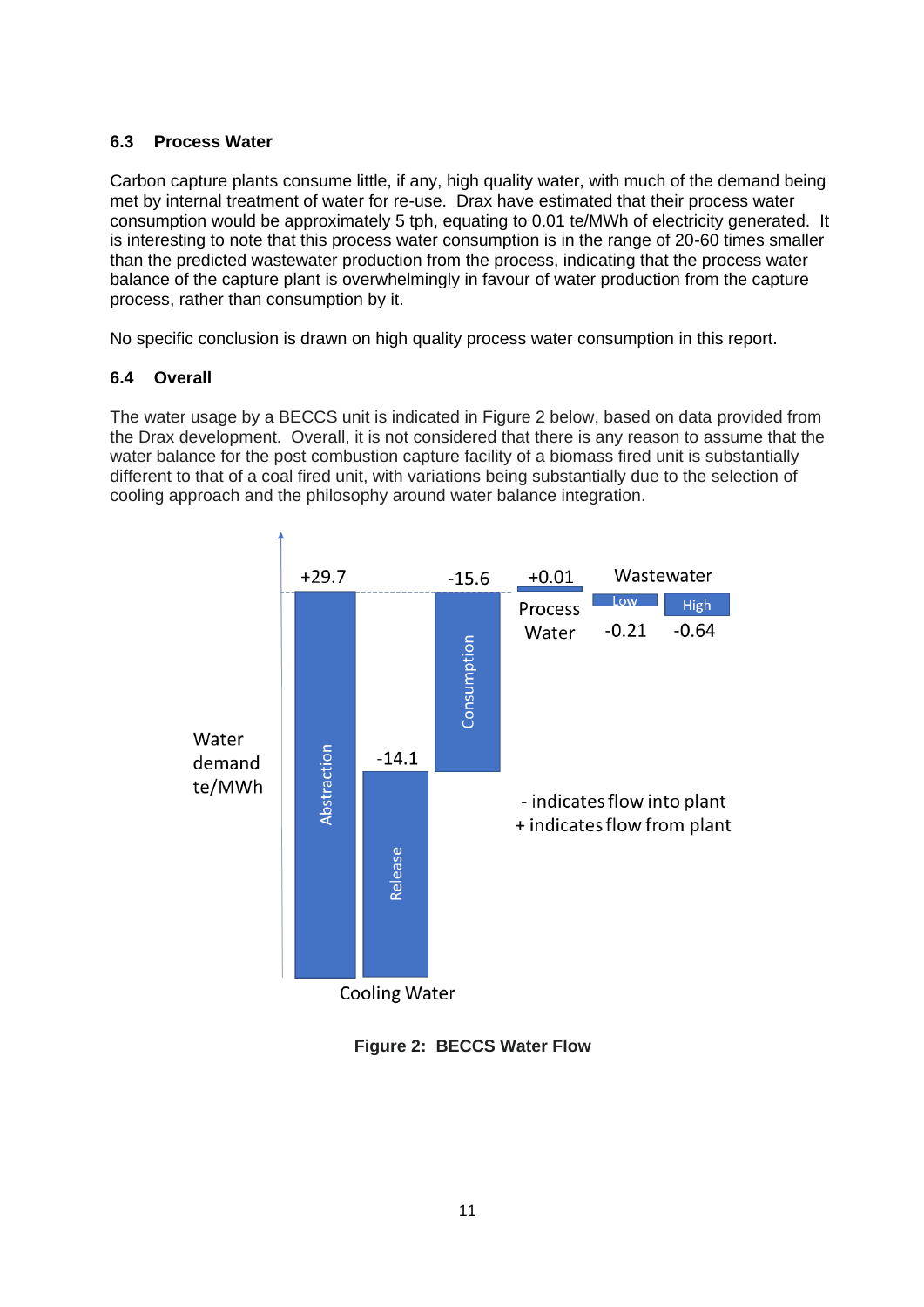### 6.3 Process Water

Carbon capture plants consume little, if any, high quality water, with much of the demand being met by internal treatment of water for re-use. Drax have estimated that their process water consumption would be approximately 5 tph, equating to 0.01 te/MWh of electricity generated. It is interesting to note that this process water consumption is in the range of 20-60 times smaller than the predicted wastewater production from the process, indicating that the process water balance of the capture plant is overwhelmingly in favour of water production from the capture process, rather than consumption by it.

No specific conclusion is drawn on high quality process water consumption in this report.

### 6.4 Overall

The water usage by a BECCS unit is indicated in Figure 2 below, based on data provided from the Drax development. Overall, it is not considered that there is any reason to assume that the water balance for the post combustion capture facility of a biomass fired unit is substantially different to that of a coal fired unit, with variations being substantially due to the selection of cooling approach and the philosophy around water balance integration.

**Figure 2: BECCS Water Flow**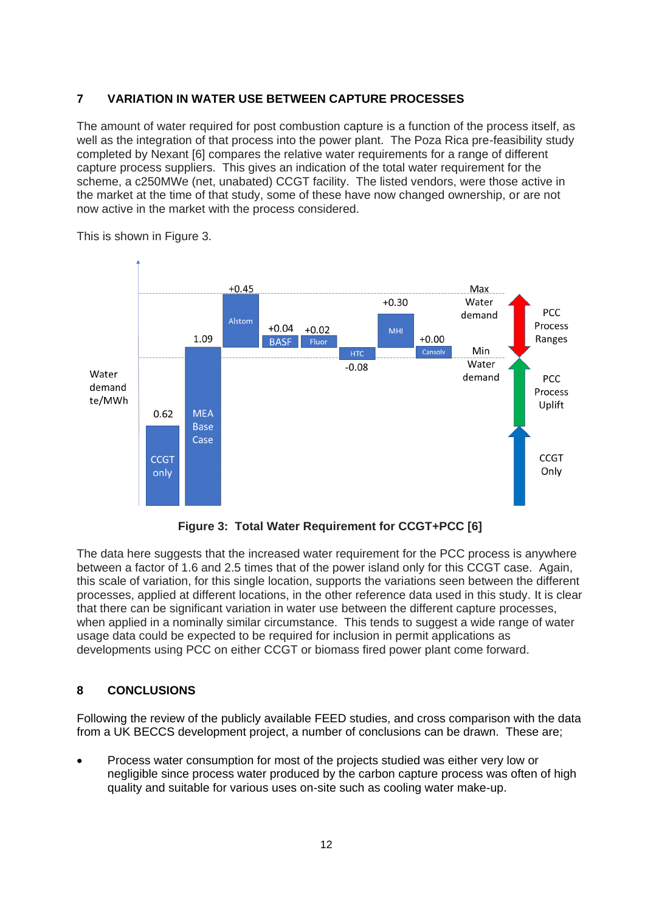## 7 VARIATION IN WATER USE BETWEEN CAPTURE PROCESSES

The amount of water required for post combustion capture is a function of the process itself, as well as the integration of that process into the power plant. The Poza Rica pre-feasibility study completed by Nexant [6] compares the relative water requirements for a range of different capture process suppliers. This gives an indication of the total water requirement for the scheme, a c250MWe (net, unabated) CCGT facility. The listed vendors, were those active in the market at the time of that study, some of these have now changed ownership, or are not now active in the market with the process considered.

This is shown in Figure 3.

**Figure 3: Total Water Requirement for CCGT+PCC [6]**

The data here suggests that the increased water requirement for the PCC process is anywhere between a factor of 1.6 and 2.5 times that of the power island only for this CCGT case. Again, this scale of variation, for this single location, supports the variations seen between the different processes, applied at different locations, in the other reference data used in this study. It is clear that there can be significant variation in water use between the different capture processes, when applied in a nominally similar circumstance. This tends to suggest a wide range of water usage data could be expected to be required for inclusion in permit applications as developments using PCC on either CCGT or biomass fired power plant come forward.

## 8 CONCLUSIONS

Following the review of the publicly available FEED studies, and cross comparison with the data from a UK BECCS development project, a number of conclusions can be drawn. These are;

- Process water consumption for most of the projects studied was either very low or negligible since process water produced by the carbon capture process was often of high quality and suitable for various uses on-site such as cooling water make-up.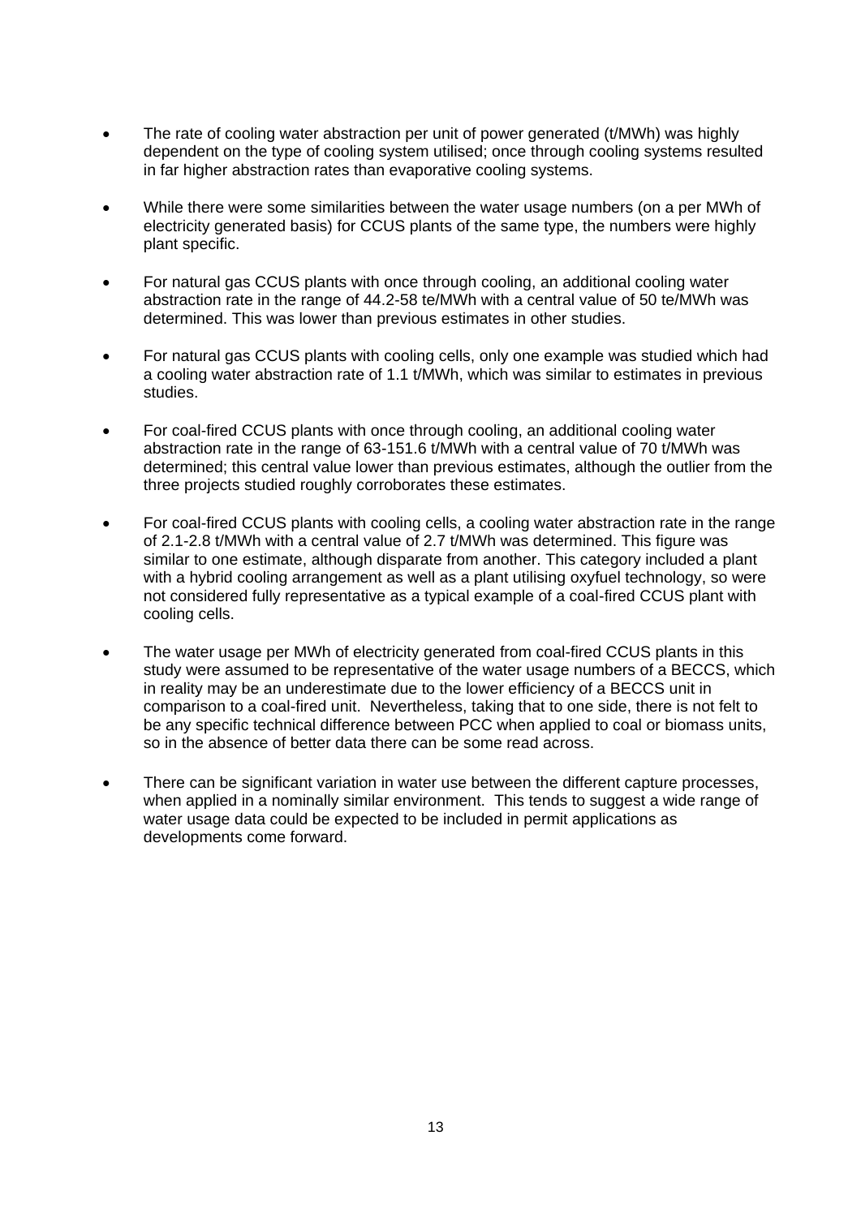- The rate of cooling water abstraction per unit of power generated (t/MWh) was highly dependent on the type of cooling system utilised; once through cooling systems resulted in far higher abstraction rates than evaporative cooling systems.

- While there were some similarities between the water usage numbers (on a per MWh of electricity generated basis) for CCUS plants of the same type, the numbers were highly plant specific.

- For natural gas CCUS plants with once through cooling, an additional cooling water abstraction rate in the range of 44.2-58 te/MWh with a central value of 50 te/MWh was determined. This was lower than previous estimates in other studies.

- For natural gas CCUS plants with cooling cells, only one example was studied which had a cooling water abstraction rate of 1.1 t/MWh, which was similar to estimates in previous studies.

- For coal-fired CCUS plants with once through cooling, an additional cooling water abstraction rate in the range of 63-151.6 t/MWh with a central value of 70 t/MWh was determined; this central value lower than previous estimates, although the outlier from the three projects studied roughly corroborates these estimates.

- For coal-fired CCUS plants with cooling cells, a cooling water abstraction rate in the range of 2.1-2.8 t/MWh with a central value of 2.7 t/MWh was determined. This figure was similar to one estimate, although disparate from another. This category included a plant with a hybrid cooling arrangement as well as a plant utilising oxyfuel technology, so were not considered fully representative as a typical example of a coal-fired CCUS plant with cooling cells.

- The water usage per MWh of electricity generated from coal-fired CCUS plants in this study were assumed to be representative of the water usage numbers of a BECCS, which in reality may be an underestimate due to the lower efficiency of a BECCS unit in comparison to a coal-fired unit. Nevertheless, taking that to one side, there is not felt to be any specific technical difference between PCC when applied to coal or biomass units, so in the absence of better data there can be some read across.

- There can be significant variation in water use between the different capture processes, when applied in a nominally similar environment. This tends to suggest a wide range of water usage data could be expected to be included in permit applications as developments come forward.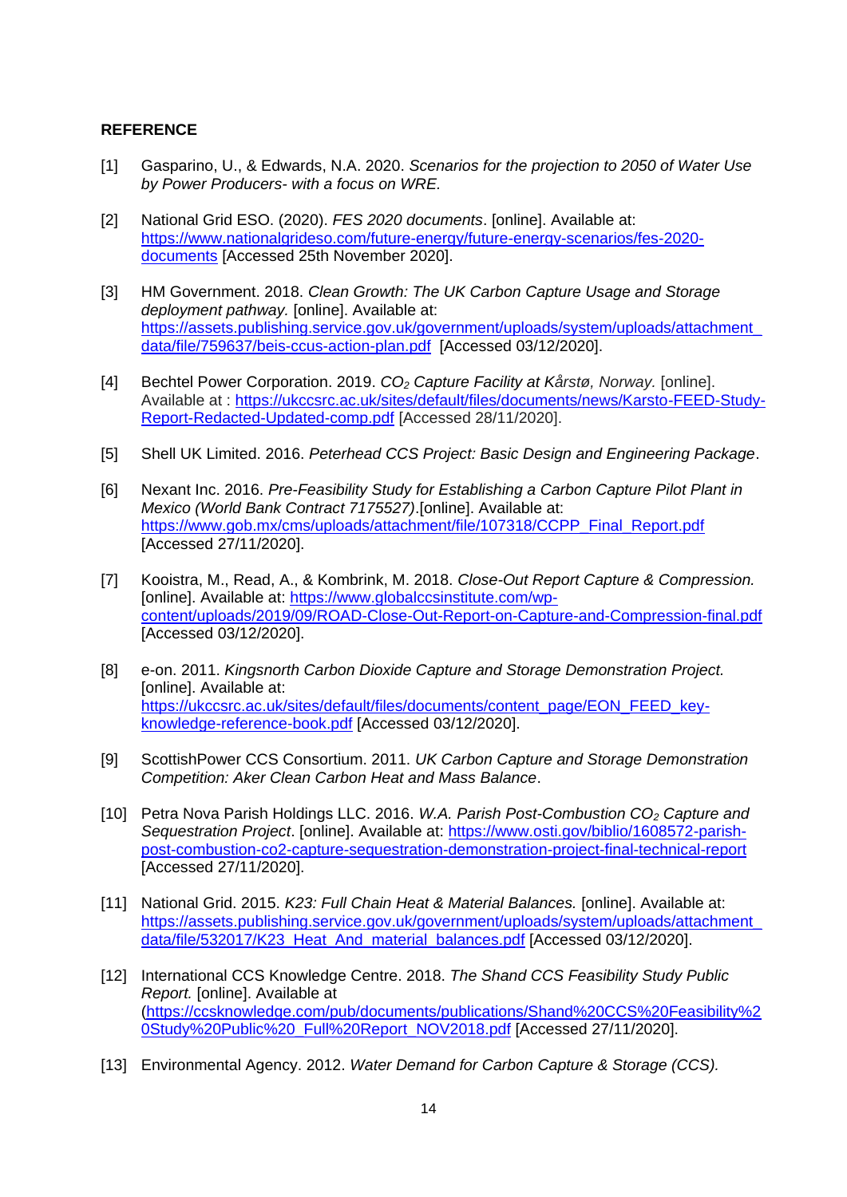**REFERENCE**

[1] Gasparino, U., & Edwards, N.A. 2020. *Scenarios for the projection to 2050 of Water Use by Power Producers- with a focus on WRE.*

[2] National Grid ESO. (2020). *FES 2020 documents*. [online]. Available at: https://www.nationalgrideso.com/future-energy/future-energy-scenarios/fes-2020-documents [Accessed 25th November 2020].

[3] HM Government. 2018. *Clean Growth: The UK Carbon Capture Usage and Storage deployment pathway.* [online]. Available at: https://assets.publishing.service.gov.uk/government/uploads/system/uploads/attachment_data/file/759637/beis-ccus-action-plan.pdf [Accessed 03/12/2020].

[4] Bechtel Power Corporation. 2019. *$CO_2$ Capture Facility at Kårstø, Norway.* [online]. Available at : https://ukccsrc.ac.uk/sites/default/files/documents/news/Karsto-FEED-Study-Report-Redacted-Updated-comp.pdf [Accessed 28/11/2020].

[5] Shell UK Limited. 2016. *Peterhead CCS Project: Basic Design and Engineering Package*.

[6] Nexant Inc. 2016. *Pre-Feasibility Study for Establishing a Carbon Capture Pilot Plant in Mexico (World Bank Contract 7175527)*.[online]. Available at: https://www.gob.mx/cms/uploads/attachment/file/107318/CCPP_Final_Report.pdf [Accessed 27/11/2020].

[7] Kooistra, M., Read, A., & Kombrink, M. 2018. *Close-Out Report Capture & Compression.* [online]. Available at: https://www.globalccsinstitute.com/wp-content/uploads/2019/09/ROAD-Close-Out-Report-on-Capture-and-Compression-final.pdf [Accessed 03/12/2020].

[8] e-on. 2011. *Kingsnorth Carbon Dioxide Capture and Storage Demonstration Project.* [online]. Available at: https://ukccsrc.ac.uk/sites/default/files/documents/content_page/EON_FEED_key-knowledge-reference-book.pdf [Accessed 03/12/2020].

[9] ScottishPower CCS Consortium. 2011. *UK Carbon Capture and Storage Demonstration Competition: Aker Clean Carbon Heat and Mass Balance*.

[10] Petra Nova Parish Holdings LLC. 2016. *W.A. Parish Post-Combustion $CO_2$ Capture and Sequestration Project*. [online]. Available at: https://www.osti.gov/biblio/1608572-parish-post-combustion-co2-capture-sequestration-demonstration-project-final-technical-report [Accessed 27/11/2020].

[11] National Grid. 2015. *K23: Full Chain Heat & Material Balances.* [online]. Available at: https://assets.publishing.service.gov.uk/government/uploads/system/uploads/attachment_data/file/532017/K23_Heat_And_material_balances.pdf [Accessed 03/12/2020].

[12] International CCS Knowledge Centre. 2018. *The Shand CCS Feasibility Study Public Report.* [online]. Available at (https://ccsknowledge.com/pub/documents/publications/Shand%20CCS%20Feasibility%20Study%20Public%20_Full%20Report_NOV2018.pdf [Accessed 27/11/2020].

[13] Environmental Agency. 2012. *Water Demand for Carbon Capture & Storage (CCS).*